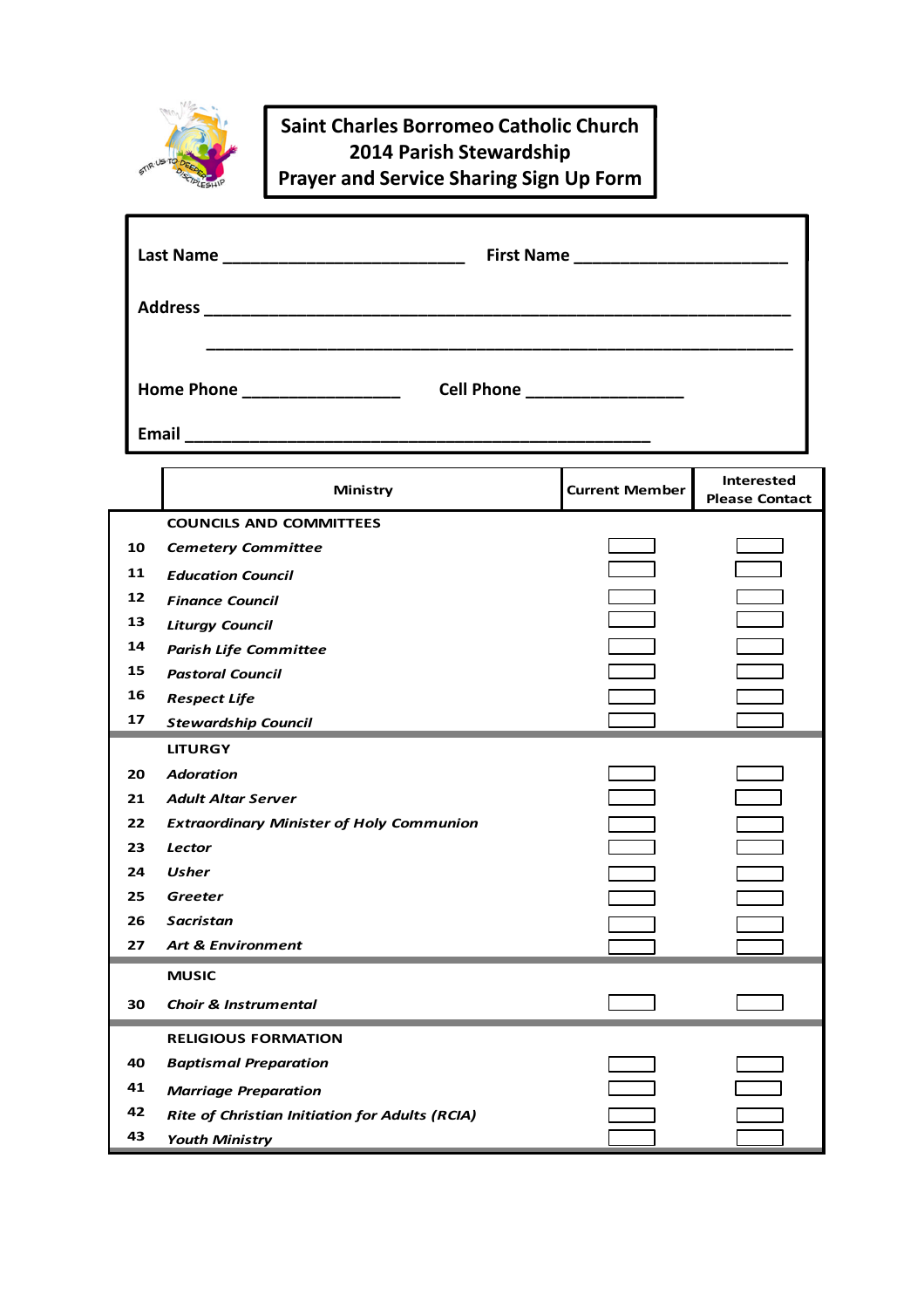# Saint Charles Borromeo Catholic Church
## 2014 Parish Stewardship
## Prayer and Service Sharing Sign Up Form

Last Name ___________________________ First Name ______________________

Address ______________________________________________________________

______________________________________________________________

Home Phone _________________ Cell Phone _________________

Email __________________________________________________

| | Ministry | Current Member | Interested Please Contact |
|---|---|---|---|
| | **COUNCILS AND COMMITTEES** | | |
| 10 | ***Cemetery Committee*** | ☐ | ☐ |
| 11 | ***Education Council*** | ☐ | ☐ |
| 12 | ***Finance Council*** | ☐ | ☐ |
| 13 | ***Liturgy Council*** | ☐ | ☐ |
| 14 | ***Parish Life Committee*** | ☐ | ☐ |
| 15 | ***Pastoral Council*** | ☐ | ☐ |
| 16 | ***Respect Life*** | ☐ | ☐ |
| 17 | ***Stewardship Council*** | ☐ | ☐ |
| | **LITURGY** | | |
| 20 | ***Adoration*** | ☐ | ☐ |
| 21 | ***Adult Altar Server*** | ☐ | ☐ |
| 22 | ***Extraordinary Minister of Holy Communion*** | ☐ | ☐ |
| 23 | ***Lector*** | ☐ | ☐ |
| 24 | ***Usher*** | ☐ | ☐ |
| 25 | ***Greeter*** | ☐ | ☐ |
| 26 | ***Sacristan*** | ☐ | ☐ |
| 27 | ***Art & Environment*** | ☐ | ☐ |
| | **MUSIC** | | |
| 30 | ***Choir & Instrumental*** | ☐ | ☐ |
| | **RELIGIOUS FORMATION** | | |
| 40 | ***Baptismal Preparation*** | ☐ | ☐ |
| 41 | ***Marriage Preparation*** | ☐ | ☐ |
| 42 | ***Rite of Christian Initiation for Adults (RCIA)*** | ☐ | ☐ |
| 43 | ***Youth Ministry*** | ☐ | ☐ |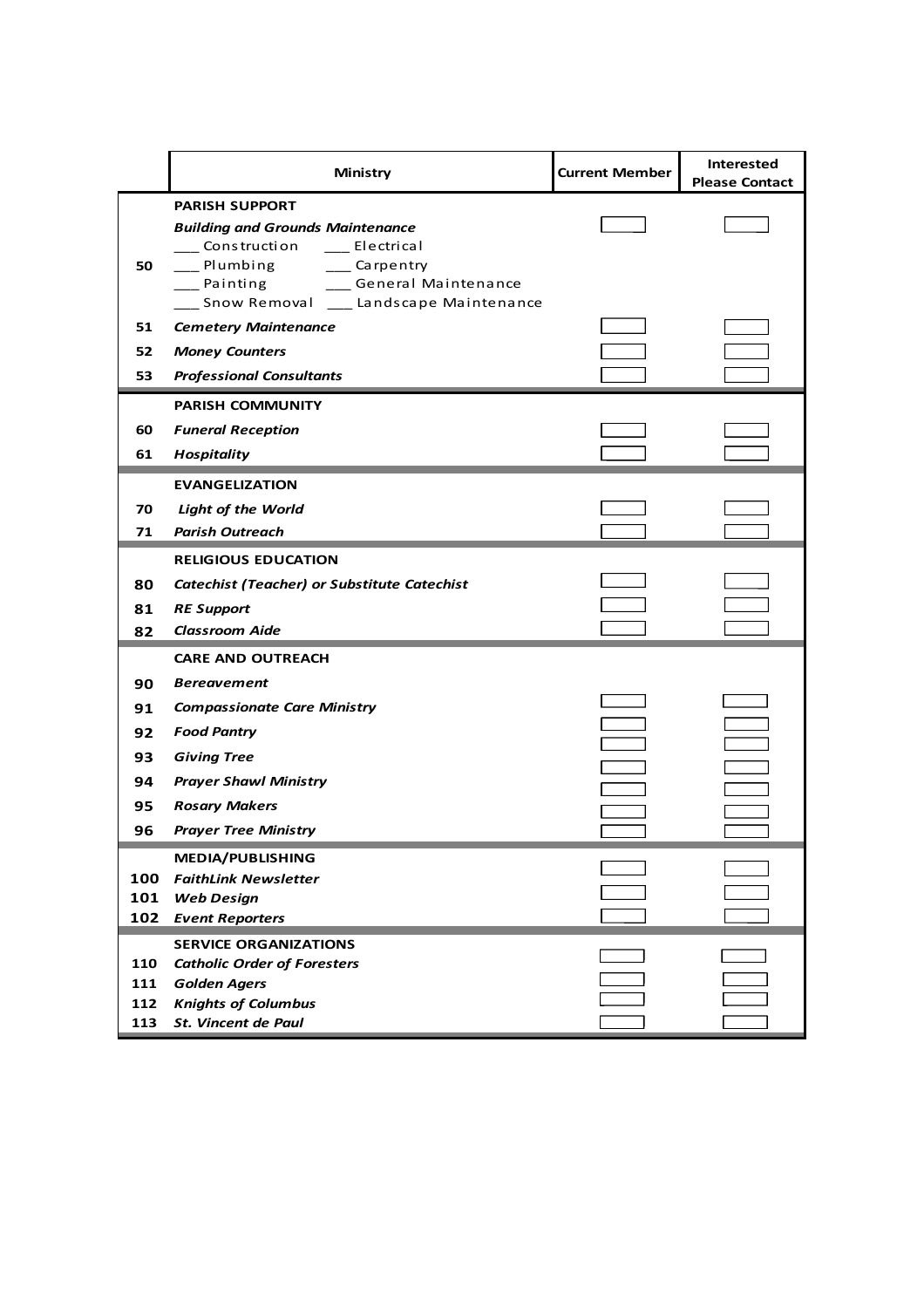| | Ministry | Current Member | Interested Please Contact |
|---|---|---|---|
| | **PARISH SUPPORT** | | |
| 50 | ***Building and Grounds Maintenance*** <br> ___ Construction ___ Electrical <br> ___ Plumbing ___ Carpentry <br> ___ Painting ___ General Maintenance <br> ___ Snow Removal ___ Landscape Maintenance | ☐ | ☐ |
| 51 | ***Cemetery Maintenance*** | ☐ | ☐ |
| 52 | ***Money Counters*** | ☐ | ☐ |
| 53 | ***Professional Consultants*** | ☐ | ☐ |
| | **PARISH COMMUNITY** | | |
| 60 | ***Funeral Reception*** | ☐ | ☐ |
| 61 | ***Hospitality*** | ☐ | ☐ |
| | **EVANGELIZATION** | | |
| 70 | ***Light of the World*** | ☐ | ☐ |
| 71 | ***Parish Outreach*** | ☐ | ☐ |
| | **RELIGIOUS EDUCATION** | | |
| 80 | ***Catechist (Teacher) or Substitute Catechist*** | ☐ | ☐ |
| 81 | ***RE Support*** | ☐ | ☐ |
| 82 | ***Classroom Aide*** | ☐ | ☐ |
| | **CARE AND OUTREACH** | | |
| 90 | ***Bereavement*** | ☐ | ☐ |
| 91 | ***Compassionate Care Ministry*** | ☐ | ☐ |
| 92 | ***Food Pantry*** | ☐ | ☐ |
| 93 | ***Giving Tree*** | ☐ | ☐ |
| 94 | ***Prayer Shawl Ministry*** | ☐ | ☐ |
| 95 | ***Rosary Makers*** | ☐ | ☐ |
| 96 | ***Prayer Tree Ministry*** | ☐ | ☐ |
| | **MEDIA/PUBLISHING** | | |
| 100 | ***FaithLink Newsletter*** | ☐ | ☐ |
| 101 | ***Web Design*** | ☐ | ☐ |
| 102 | ***Event Reporters*** | ☐ | ☐ |
| | **SERVICE ORGANIZATIONS** | | |
| 110 | ***Catholic Order of Foresters*** | ☐ | ☐ |
| 111 | ***Golden Agers*** | ☐ | ☐ |
| 112 | ***Knights of Columbus*** | ☐ | ☐ |
| 113 | ***St. Vincent de Paul*** | ☐ | ☐ |